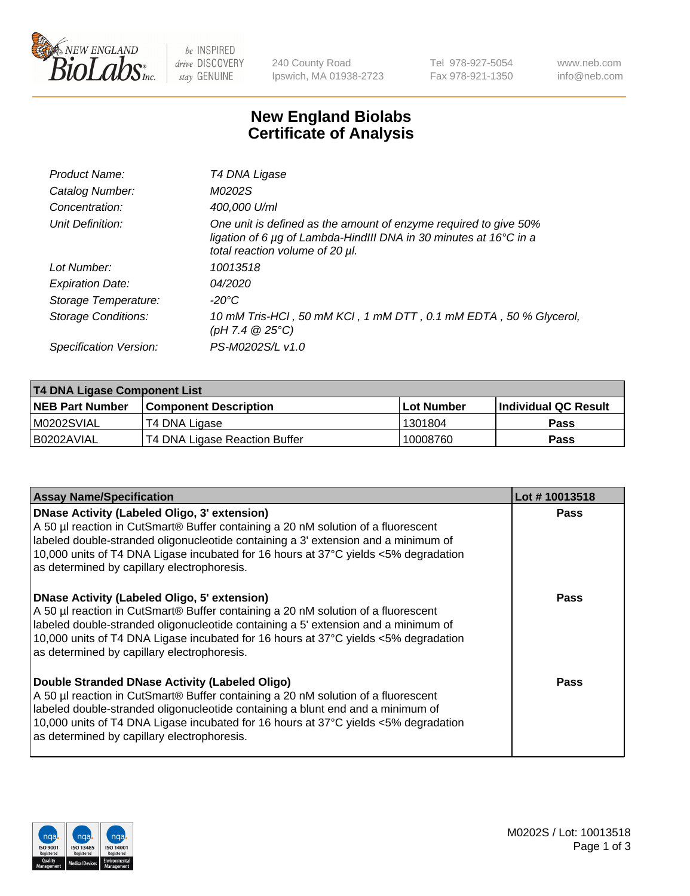# New England Biolabs Certificate of Analysis

| | |
|---|---|
| *Product Name:* | *T4 DNA Ligase* |
| *Catalog Number:* | *M0202S* |
| *Concentration:* | *400,000 U/ml* |
| *Unit Definition:* | *One unit is defined as the amount of enzyme required to give 50% ligation of 6 µg of Lambda-HindIII DNA in 30 minutes at 16°C in a total reaction volume of 20 µl.* |
| *Lot Number:* | *10013518* |
| *Expiration Date:* | *04/2020* |
| *Storage Temperature:* | *-20°C* |
| *Storage Conditions:* | *10 mM Tris-HCl , 50 mM KCl , 1 mM DTT , 0.1 mM EDTA , 50 % Glycerol, (pH 7.4 @ 25°C)* |
| *Specification Version:* | *PS-M0202S/L v1.0* |

| T4 DNA Ligase Component List | | | |
|---|---|---|---|
| **NEB Part Number** | **Component Description** | **Lot Number** | **Individual QC Result** |
| M0202SVIAL | T4 DNA Ligase | 1301804 | **Pass** |
| B0202AVIAL | T4 DNA Ligase Reaction Buffer | 10008760 | **Pass** |

| Assay Name/Specification | Lot # 10013518 |
|---|---|
| **DNase Activity (Labeled Oligo, 3' extension)** A 50 µl reaction in CutSmart® Buffer containing a 20 nM solution of a fluorescent labeled double-stranded oligonucleotide containing a 3' extension and a minimum of 10,000 units of T4 DNA Ligase incubated for 16 hours at 37°C yields <5% degradation as determined by capillary electrophoresis. | **Pass** |
| **DNase Activity (Labeled Oligo, 5' extension)** A 50 µl reaction in CutSmart® Buffer containing a 20 nM solution of a fluorescent labeled double-stranded oligonucleotide containing a 5' extension and a minimum of 10,000 units of T4 DNA Ligase incubated for 16 hours at 37°C yields <5% degradation as determined by capillary electrophoresis. | **Pass** |
| **Double Stranded DNase Activity (Labeled Oligo)** A 50 µl reaction in CutSmart® Buffer containing a 20 nM solution of a fluorescent labeled double-stranded oligonucleotide containing a blunt end and a minimum of 10,000 units of T4 DNA Ligase incubated for 16 hours at 37°C yields <5% degradation as determined by capillary electrophoresis. | **Pass** |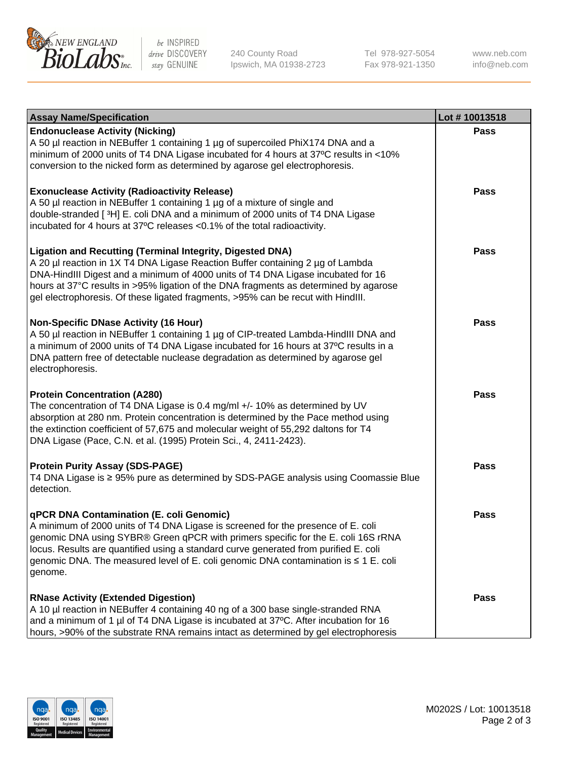| Assay Name/Specification | Lot # 10013518 |
|---|---|
| **Endonuclease Activity (Nicking)**<br>A 50 µl reaction in NEBuffer 1 containing 1 µg of supercoiled PhiX174 DNA and a minimum of 2000 units of T4 DNA Ligase incubated for 4 hours at 37ºC results in <10% conversion to the nicked form as determined by agarose gel electrophoresis. | Pass |
| **Exonuclease Activity (Radioactivity Release)**<br>A 50 µl reaction in NEBuffer 1 containing 1 µg of a mixture of single and double-stranded [ $^3$H] E. coli DNA and a minimum of 2000 units of T4 DNA Ligase incubated for 4 hours at 37ºC releases <0.1% of the total radioactivity. | Pass |
| **Ligation and Recutting (Terminal Integrity, Digested DNA)**<br>A 20 µl reaction in 1X T4 DNA Ligase Reaction Buffer containing 2 µg of Lambda DNA-HindIII Digest and a minimum of 4000 units of T4 DNA Ligase incubated for 16 hours at 37°C results in >95% ligation of the DNA fragments as determined by agarose gel electrophoresis. Of these ligated fragments, >95% can be recut with HindIII. | Pass |
| **Non-Specific DNase Activity (16 Hour)**<br>A 50 µl reaction in NEBuffer 1 containing 1 µg of CIP-treated Lambda-HindIII DNA and a minimum of 2000 units of T4 DNA Ligase incubated for 16 hours at 37ºC results in a DNA pattern free of detectable nuclease degradation as determined by agarose gel electrophoresis. | Pass |
| **Protein Concentration (A280)**<br>The concentration of T4 DNA Ligase is 0.4 mg/ml +/- 10% as determined by UV absorption at 280 nm. Protein concentration is determined by the Pace method using the extinction coefficient of 57,675 and molecular weight of 55,292 daltons for T4 DNA Ligase (Pace, C.N. et al. (1995) Protein Sci., 4, 2411-2423). | Pass |
| **Protein Purity Assay (SDS-PAGE)**<br>T4 DNA Ligase is ≥ 95% pure as determined by SDS-PAGE analysis using Coomassie Blue detection. | Pass |
| **qPCR DNA Contamination (E. coli Genomic)**<br>A minimum of 2000 units of T4 DNA Ligase is screened for the presence of E. coli genomic DNA using SYBR® Green qPCR with primers specific for the E. coli 16S rRNA locus. Results are quantified using a standard curve generated from purified E. coli genomic DNA. The measured level of E. coli genomic DNA contamination is ≤ 1 E. coli genome. | Pass |
| **RNase Activity (Extended Digestion)**<br>A 10 µl reaction in NEBuffer 4 containing 40 ng of a 300 base single-stranded RNA and a minimum of 1 µl of T4 DNA Ligase is incubated at 37ºC. After incubation for 16 hours, >90% of the substrate RNA remains intact as determined by gel electrophoresis | Pass |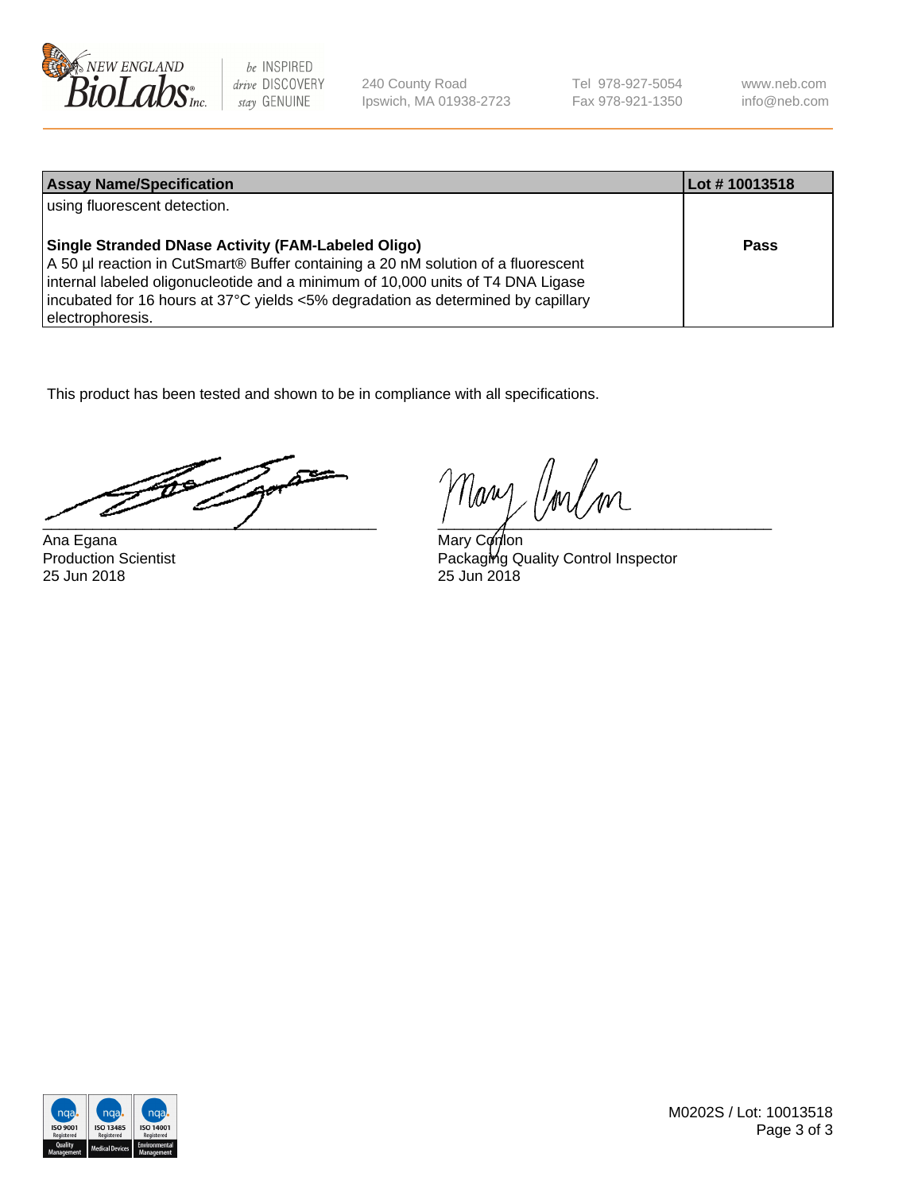| Assay Name/Specification | Lot # 10013518 |
| --- | --- |
| using fluorescent detection. | |
| **Single Stranded DNase Activity (FAM-Labeled Oligo)**<br>A 50 µl reaction in CutSmart® Buffer containing a 20 nM solution of a fluorescent internal labeled oligonucleotide and a minimum of 10,000 units of T4 DNA Ligase incubated for 16 hours at 37°C yields <5% degradation as determined by capillary electrophoresis. | **Pass** |

This product has been tested and shown to be in compliance with all specifications.

Ana Egana
Production Scientist
25 Jun 2018

Mary Conlon
Packaging Quality Control Inspector
25 Jun 2018

M0202S / Lot: 10013518